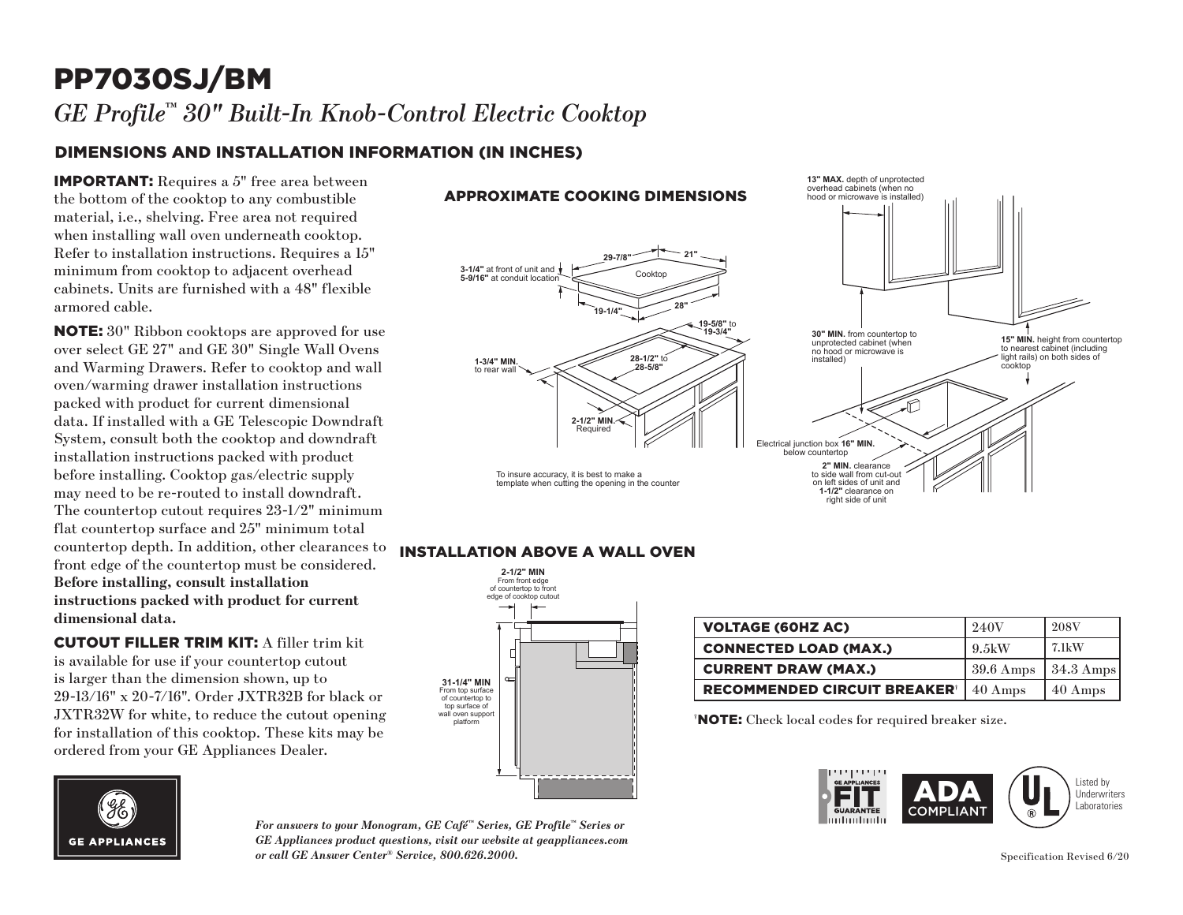# PP7030SJ/BM

*GE Profile™ 30" Built-In Knob-Control Electric Cooktop*

## DIMENSIONS AND INSTALLATION INFORMATION (IN INCHES)

**IMPORTANT:** Requires a 5" free area between the bottom of the cooktop to any combustible material, i.e., shelving. Free area not required when installing wall oven underneath cooktop. Refer to installation instructions. Requires a 15" minimum from cooktop to adjacent overhead cabinets. Units are furnished with a 48" flexible armored cable.

**NOTE:** 30" Ribbon cooktops are approved for use over select GE 27" and GE 30" Single Wall Ovens and Warming Drawers. Refer to cooktop and wall oven/warming drawer installation instructions packed with product for current dimensional data. If installed with a GE Telescopic Downdraft System, consult both the cooktop and downdraft installation instructions packed with product before installing. Cooktop gas/electric supply may need to be re-routed to install downdraft. The countertop cutout requires 23-1/2" minimum flat countertop surface and 25" minimum total countertop depth. In addition, other clearances to front edge of the countertop must be considered. **Before installing, consult installation instructions packed with product for current dimensional data.**

**CUTOUT FILLER TRIM KIT:** A filler trim kit is available for use if your countertop cutout is larger than the dimension shown, up to 29-13/16" x 20-7/16". Order JXTR32B for black or JXTR32W for white, to reduce the cutout opening for installation of this cooktop. These kits may be ordered from your GE Appliances Dealer.

### APPROXIMATE COOKING DIMENSIONS

Cooktop: 29-7/8", 21", 19-1/4", 28"

**3-1/4"** at front of unit and **5-9/16"** at conduit location

**1-3/4" MIN.** to rear wall

**28-1/2"** to **28-5/8"**

**19-5/8"** to **19-3/4"**

**2-1/2" MIN.** Required

To insure accuracy, it is best to make a template when cutting the opening in the counter

**13" MAX.** depth of unprotected overhead cabinets (when no hood or microwave is installed)

**30" MIN.** from countertop to unprotected cabinet (when no hood or microwave is installed)

**15" MIN.** height from countertop to nearest cabinet (including light rails) on both sides of cooktop

Electrical junction box **16" MIN.** below countertop

**2" MIN.** clearance to side wall from cut-out on left sides of unit and **1-1/2"** clearance on right side of unit

### INSTALLATION ABOVE A WALL OVEN

**2-1/2" MIN** From front edge of countertop to front edge of cooktop cutout

**31-1/4" MIN** From top surface of countertop to top surface of wall oven support platform

| VOLTAGE (60HZ AC) | 240V | 208V |
|---|---|---|
| CONNECTED LOAD (MAX.) | 9.5kW | 7.1kW |
| CURRENT DRAW (MAX.) | 39.6 Amps | 34.3 Amps |
| RECOMMENDED CIRCUIT BREAKER[†] | 40 Amps | 40 Amps |

[†]**NOTE:** Check local codes for required breaker size.

GE APPLIANCES FIT GUARANTEE

ADA COMPLIANT

Listed by Underwriters Laboratories

GE APPLIANCES

*For answers to your Monogram, GE Café™ Series, GE Profile™ Series or GE Appliances product questions, visit our website at geappliances.com or call GE Answer Center® Service, 800.626.2000.*

Specification Revised 6/20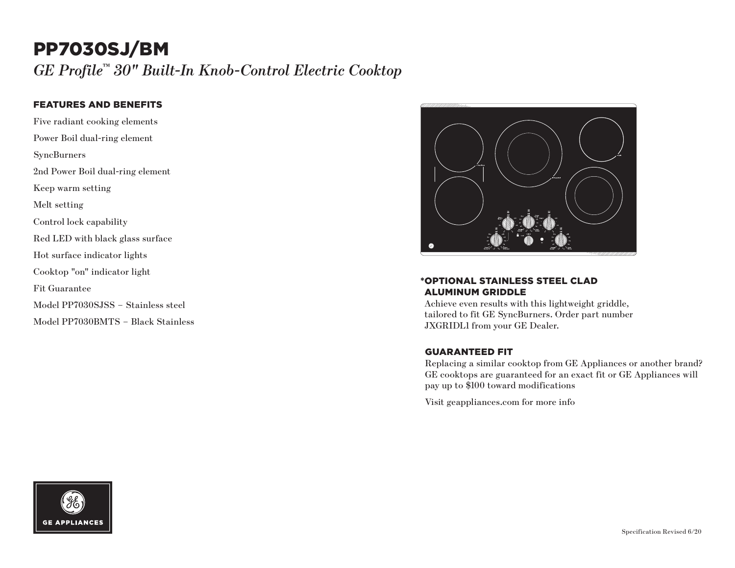# PP7030SJ/BM

*GE Profile™ 30" Built-In Knob-Control Electric Cooktop*

## FEATURES AND BENEFITS

Five radiant cooking elements

Power Boil dual-ring element

SyncBurners

2nd Power Boil dual-ring element

Keep warm setting

Melt setting

Control lock capability

Red LED with black glass surface

Hot surface indicator lights

Cooktop "on" indicator light

Fit Guarantee

Model PP7030SJSS – Stainless steel

Model PP7030BMTS – Black Stainless

## *OPTIONAL STAINLESS STEEL CLAD ALUMINUM GRIDDLE

Achieve even results with this lightweight griddle, tailored to fit GE SyncBurners. Order part number JXGRIDL1 from your GE Dealer.

## GUARANTEED FIT

Replacing a similar cooktop from GE Appliances or another brand? GE cooktops are guaranteed for an exact fit or GE Appliances will pay up to $100 toward modifications

Visit geappliances.com for more info

GE APPLIANCES

Specification Revised 6/20